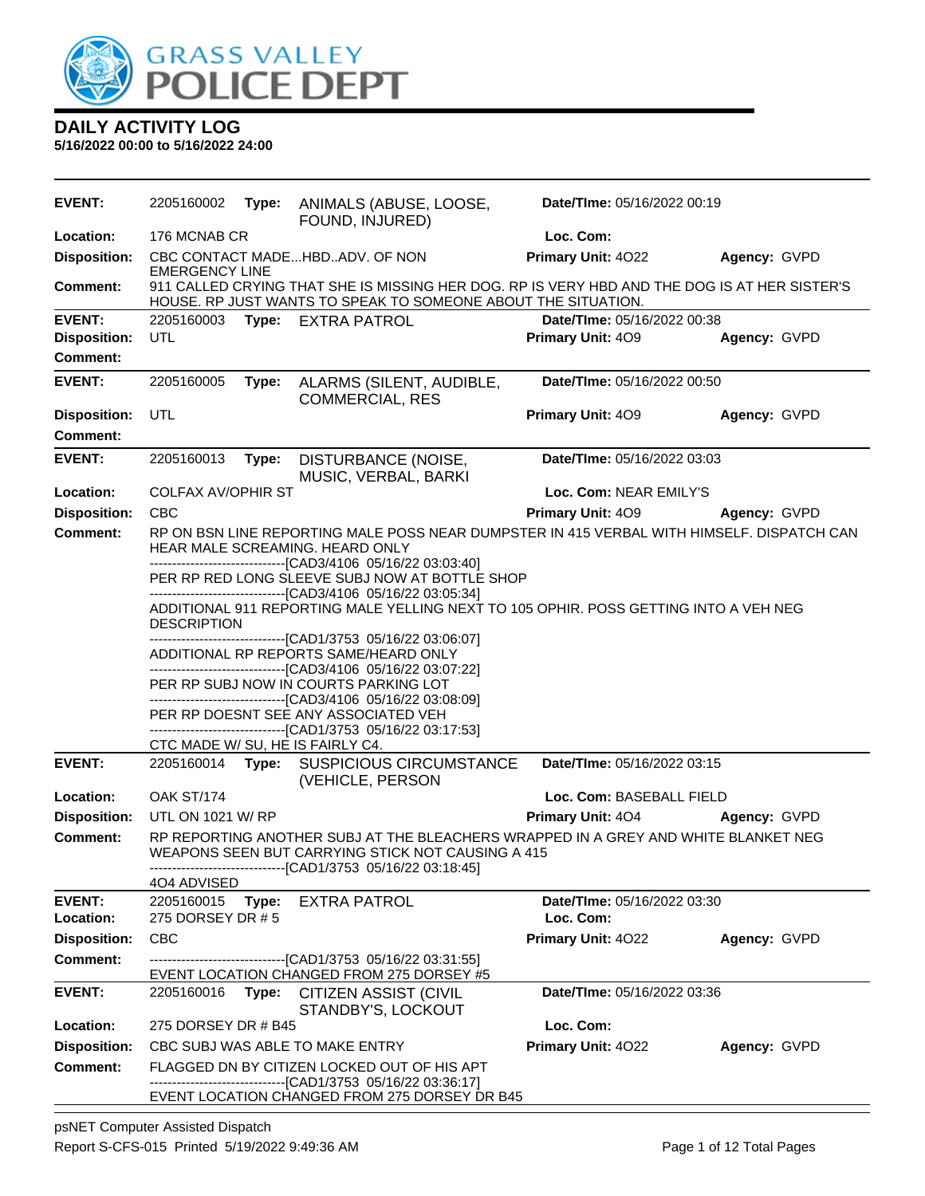GRASS VALLEY POLICE DEPT

## DAILY ACTIVITY LOG

**5/16/2022 00:00 to 5/16/2022 24:00**

| | | | | |
|---|---|---|---|---|
| **EVENT:** | 2205160002 **Type:** ANIMALS (ABUSE, LOOSE, FOUND, INJURED) | **Date/TIme:** 05/16/2022 00:19 | | |
| **Location:** | 176 MCNAB CR | **Loc. Com:** | | |
| **Disposition:** | CBC CONTACT MADE...HBD..ADV. OF NON EMERGENCY LINE | **Primary Unit:** 4O22 | **Agency:** GVPD | |
| **Comment:** | 911 CALLED CRYING THAT SHE IS MISSING HER DOG. RP IS VERY HBD AND THE DOG IS AT HER SISTER'S HOUSE. RP JUST WANTS TO SPEAK TO SOMEONE ABOUT THE SITUATION. | | | |

| | | | | |
|---|---|---|---|---|
| **EVENT:** | 2205160003 **Type:** EXTRA PATROL | **Date/TIme:** 05/16/2022 00:38 | | |
| **Disposition:** | UTL | **Primary Unit:** 4O9 | **Agency:** GVPD | |
| **Comment:** | | | | |

| | | | | |
|---|---|---|---|---|
| **EVENT:** | 2205160005 **Type:** ALARMS (SILENT, AUDIBLE, COMMERCIAL, RES | **Date/TIme:** 05/16/2022 00:50 | | |
| **Disposition:** | UTL | **Primary Unit:** 4O9 | **Agency:** GVPD | |
| **Comment:** | | | | |

| | | | | |
|---|---|---|---|---|
| **EVENT:** | 2205160013 **Type:** DISTURBANCE (NOISE, MUSIC, VERBAL, BARKI | **Date/TIme:** 05/16/2022 03:03 | | |
| **Location:** | COLFAX AV/OPHIR ST | **Loc. Com:** NEAR EMILY'S | | |
| **Disposition:** | CBC | **Primary Unit:** 4O9 | **Agency:** GVPD | |
| **Comment:** | RP ON BSN LINE REPORTING MALE POSS NEAR DUMPSTER IN 415 VERBAL WITH HIMSELF. DISPATCH CAN HEAR MALE SCREAMING. HEARD ONLY<br>------------------------------[CAD3/4106 05/16/22 03:03:40]<br>PER RP RED LONG SLEEVE SUBJ NOW AT BOTTLE SHOP<br>------------------------------[CAD3/4106 05/16/22 03:05:34]<br>ADDITIONAL 911 REPORTING MALE YELLING NEXT TO 105 OPHIR. POSS GETTING INTO A VEH NEG DESCRIPTION<br>------------------------------[CAD1/3753 05/16/22 03:06:07]<br>ADDITIONAL RP REPORTS SAME/HEARD ONLY<br>------------------------------[CAD3/4106 05/16/22 03:07:22]<br>PER RP SUBJ NOW IN COURTS PARKING LOT<br>------------------------------[CAD3/4106 05/16/22 03:08:09]<br>PER RP DOESNT SEE ANY ASSOCIATED VEH<br>------------------------------[CAD1/3753 05/16/22 03:17:53]<br>CTC MADE W/ SU, HE IS FAIRLY C4. | | | |

| | | | | |
|---|---|---|---|---|
| **EVENT:** | 2205160014 **Type:** SUSPICIOUS CIRCUMSTANCE (VEHICLE, PERSON | **Date/TIme:** 05/16/2022 03:15 | | |
| **Location:** | OAK ST/174 | **Loc. Com:** BASEBALL FIELD | | |
| **Disposition:** | UTL ON 1021 W/ RP | **Primary Unit:** 4O4 | **Agency:** GVPD | |
| **Comment:** | RP REPORTING ANOTHER SUBJ AT THE BLEACHERS WRAPPED IN A GREY AND WHITE BLANKET NEG WEAPONS SEEN BUT CARRYING STICK NOT CAUSING A 415<br>------------------------------[CAD1/3753 05/16/22 03:18:45]<br>4O4 ADVISED | | | |

| | | | | |
|---|---|---|---|---|
| **EVENT:** | 2205160015 **Type:** EXTRA PATROL | **Date/TIme:** 05/16/2022 03:30 | | |
| **Location:** | 275 DORSEY DR # 5 | **Loc. Com:** | | |
| **Disposition:** | CBC | **Primary Unit:** 4O22 | **Agency:** GVPD | |
| **Comment:** | ------------------------------[CAD1/3753 05/16/22 03:31:55]<br>EVENT LOCATION CHANGED FROM 275 DORSEY #5 | | | |

| | | | | |
|---|---|---|---|---|
| **EVENT:** | 2205160016 **Type:** CITIZEN ASSIST (CIVIL STANDBY'S, LOCKOUT | **Date/TIme:** 05/16/2022 03:36 | | |
| **Location:** | 275 DORSEY DR # B45 | **Loc. Com:** | | |
| **Disposition:** | CBC SUBJ WAS ABLE TO MAKE ENTRY | **Primary Unit:** 4O22 | **Agency:** GVPD | |
| **Comment:** | FLAGGED DN BY CITIZEN LOCKED OUT OF HIS APT<br>------------------------------[CAD1/3753 05/16/22 03:36:17]<br>EVENT LOCATION CHANGED FROM 275 DORSEY DR B45 | | | |

psNET Computer Assisted Dispatch
Report S-CFS-015 Printed 5/19/2022 9:49:36 AM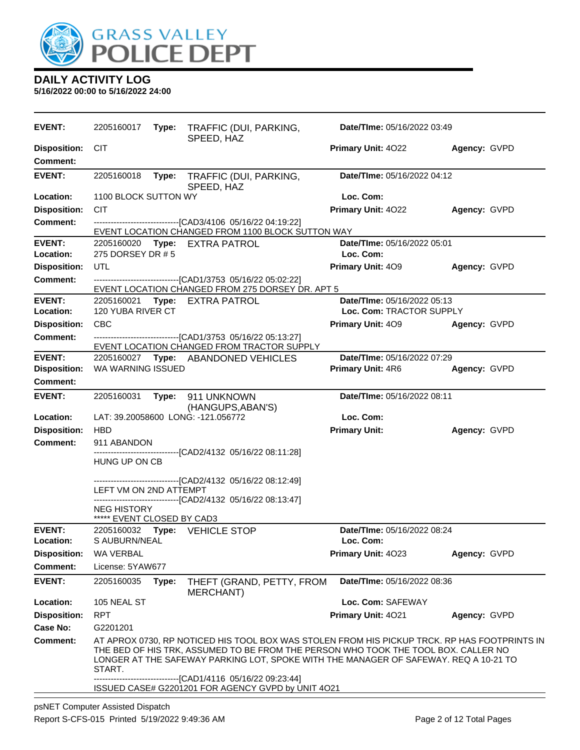# GRASS VALLEY POLICE DEPT

## DAILY ACTIVITY LOG

**5/16/2022 00:00 to 5/16/2022 24:00**

---

**EVENT:** 2205160017 **Type:** TRAFFIC (DUI, PARKING, SPEED, HAZ **Date/TIme:** 05/16/2022 03:49
**Disposition:** CIT **Primary Unit:** 4O22 **Agency:** GVPD
**Comment:**

---

**EVENT:** 2205160018 **Type:** TRAFFIC (DUI, PARKING, SPEED, HAZ **Date/TIme:** 05/16/2022 04:12
**Location:** 1100 BLOCK SUTTON WY **Loc. Com:**
**Disposition:** CIT **Primary Unit:** 4O22 **Agency:** GVPD
**Comment:** ------------------------------[CAD3/4106 05/16/22 04:19:22]
EVENT LOCATION CHANGED FROM 1100 BLOCK SUTTON WAY

---

**EVENT:** 2205160020 **Type:** EXTRA PATROL **Date/TIme:** 05/16/2022 05:01
**Location:** 275 DORSEY DR # 5 **Loc. Com:**
**Disposition:** UTL **Primary Unit:** 4O9 **Agency:** GVPD
**Comment:** ------------------------------[CAD1/3753 05/16/22 05:02:22]
EVENT LOCATION CHANGED FROM 275 DORSEY DR. APT 5

---

**EVENT:** 2205160021 **Type:** EXTRA PATROL **Date/TIme:** 05/16/2022 05:13
**Location:** 120 YUBA RIVER CT **Loc. Com:** TRACTOR SUPPLY
**Disposition:** CBC **Primary Unit:** 4O9 **Agency:** GVPD
**Comment:** ------------------------------[CAD1/3753 05/16/22 05:13:27]
EVENT LOCATION CHANGED FROM TRACTOR SUPPLY

---

**EVENT:** 2205160027 **Type:** ABANDONED VEHICLES **Date/TIme:** 05/16/2022 07:29
**Disposition:** WA WARNING ISSUED **Primary Unit:** 4R6 **Agency:** GVPD
**Comment:**

---

**EVENT:** 2205160031 **Type:** 911 UNKNOWN (HANGUPS,ABAN'S) **Date/TIme:** 05/16/2022 08:11
**Location:** LAT: 39.20058600 LONG: -121.056772 **Loc. Com:**
**Disposition:** HBD **Primary Unit:** **Agency:** GVPD
**Comment:** 911 ABANDON
------------------------------[CAD2/4132 05/16/22 08:11:28]
HUNG UP ON CB

------------------------------[CAD2/4132 05/16/22 08:12:49]
LEFT VM ON 2ND ATTEMPT
------------------------------[CAD2/4132 05/16/22 08:13:47]
NEG HISTORY
***** EVENT CLOSED BY CAD3

---

**EVENT:** 2205160032 **Type:** VEHICLE STOP **Date/TIme:** 05/16/2022 08:24
**Location:** S AUBURN/NEAL **Loc. Com:**
**Disposition:** WA VERBAL **Primary Unit:** 4O23 **Agency:** GVPD
**Comment:** License: 5YAW677

---

**EVENT:** 2205160035 **Type:** THEFT (GRAND, PETTY, FROM MERCHANT) **Date/TIme:** 05/16/2022 08:36
**Location:** 105 NEAL ST **Loc. Com:** SAFEWAY
**Disposition:** RPT **Primary Unit:** 4O21 **Agency:** GVPD
**Case No:** G2201201
**Comment:** AT APROX 0730, RP NOTICED HIS TOOL BOX WAS STOLEN FROM HIS PICKUP TRCK. RP HAS FOOTPRINTS IN THE BED OF HIS TRK, ASSUMED TO BE FROM THE PERSON WHO TOOK THE TOOL BOX. CALLER NO LONGER AT THE SAFEWAY PARKING LOT, SPOKE WITH THE MANAGER OF SAFEWAY. REQ A 10-21 TO START.
------------------------------[CAD1/4116 05/16/22 09:23:44]
ISSUED CASE# G2201201 FOR AGENCY GVPD by UNIT 4O21

---

psNET Computer Assisted Dispatch
Report S-CFS-015 Printed 5/19/2022 9:49:36 AM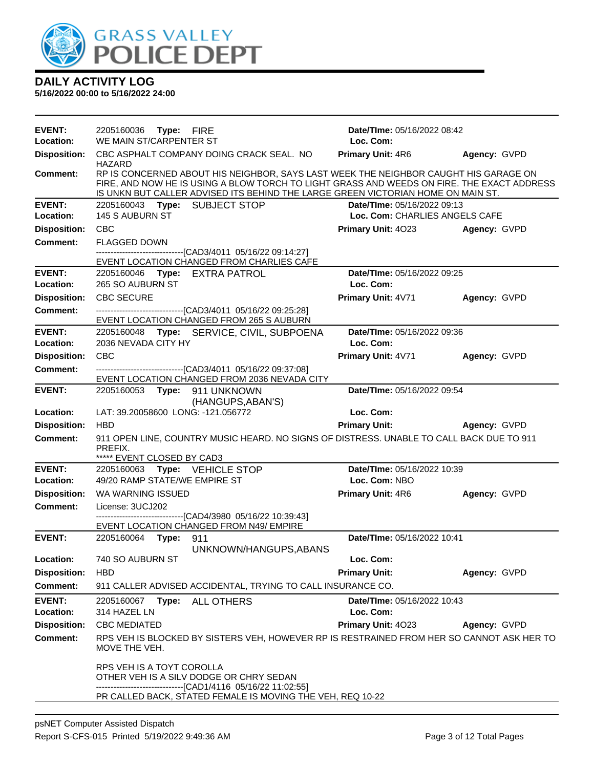# GRASS VALLEY POLICE DEPT

## DAILY ACTIVITY LOG

**5/16/2022 00:00 to 5/16/2022 24:00**

---

**EVENT:** 2205160036 **Type:** FIRE **Date/TIme:** 05/16/2022 08:42
**Location:** WE MAIN ST/CARPENTER ST **Loc. Com:**
**Disposition:** CBC ASPHALT COMPANY DOING CRACK SEAL. NO HAZARD **Primary Unit:** 4R6 **Agency:** GVPD
**Comment:** RP IS CONCERNED ABOUT HIS NEIGHBOR, SAYS LAST WEEK THE NEIGHBOR CAUGHT HIS GARAGE ON FIRE, AND NOW HE IS USING A BLOW TORCH TO LIGHT GRASS AND WEEDS ON FIRE. THE EXACT ADDRESS IS UNKN BUT CALLER ADVISED ITS BEHIND THE LARGE GREEN VICTORIAN HOME ON MAIN ST.

---

**EVENT:** 2205160043 **Type:** SUBJECT STOP **Date/TIme:** 05/16/2022 09:13
**Location:** 145 S AUBURN ST **Loc. Com:** CHARLIES ANGELS CAFE
**Disposition:** CBC **Primary Unit:** 4O23 **Agency:** GVPD
**Comment:** FLAGGED DOWN
------------------------------[CAD3/4011 05/16/22 09:14:27]
EVENT LOCATION CHANGED FROM CHARLIES CAFE

---

**EVENT:** 2205160046 **Type:** EXTRA PATROL **Date/TIme:** 05/16/2022 09:25
**Location:** 265 SO AUBURN ST **Loc. Com:**
**Disposition:** CBC SECURE **Primary Unit:** 4V71 **Agency:** GVPD
**Comment:** ------------------------------[CAD3/4011 05/16/22 09:25:28]
EVENT LOCATION CHANGED FROM 265 S AUBURN

---

**EVENT:** 2205160048 **Type:** SERVICE, CIVIL, SUBPOENA **Date/TIme:** 05/16/2022 09:36
**Location:** 2036 NEVADA CITY HY **Loc. Com:**
**Disposition:** CBC **Primary Unit:** 4V71 **Agency:** GVPD
**Comment:** ------------------------------[CAD3/4011 05/16/22 09:37:08]
EVENT LOCATION CHANGED FROM 2036 NEVADA CITY

---

**EVENT:** 2205160053 **Type:** 911 UNKNOWN (HANGUPS,ABAN'S) **Date/TIme:** 05/16/2022 09:54
**Location:** LAT: 39.20058600 LONG: -121.056772 **Loc. Com:**
**Disposition:** HBD **Primary Unit:** **Agency:** GVPD
**Comment:** 911 OPEN LINE, COUNTRY MUSIC HEARD. NO SIGNS OF DISTRESS. UNABLE TO CALL BACK DUE TO 911 PREFIX.
***** EVENT CLOSED BY CAD3

---

**EVENT:** 2205160063 **Type:** VEHICLE STOP **Date/TIme:** 05/16/2022 10:39
**Location:** 49/20 RAMP STATE/WE EMPIRE ST **Loc. Com:** NBO
**Disposition:** WA WARNING ISSUED **Primary Unit:** 4R6 **Agency:** GVPD
**Comment:** License: 3UCJ202
------------------------------[CAD4/3980 05/16/22 10:39:43]
EVENT LOCATION CHANGED FROM N49/ EMPIRE

---

**EVENT:** 2205160064 **Type:** 911 UNKNOWN/HANGUPS,ABANS **Date/TIme:** 05/16/2022 10:41
**Location:** 740 SO AUBURN ST **Loc. Com:**
**Disposition:** HBD **Primary Unit:** **Agency:** GVPD
**Comment:** 911 CALLER ADVISED ACCIDENTAL, TRYING TO CALL INSURANCE CO.

---

**EVENT:** 2205160067 **Type:** ALL OTHERS **Date/TIme:** 05/16/2022 10:43
**Location:** 314 HAZEL LN **Loc. Com:**
**Disposition:** CBC MEDIATED **Primary Unit:** 4O23 **Agency:** GVPD
**Comment:** RPS VEH IS BLOCKED BY SISTERS VEH, HOWEVER RP IS RESTRAINED FROM HER SO CANNOT ASK HER TO MOVE THE VEH.

RPS VEH IS A TOYT COROLLA
OTHER VEH IS A SILV DODGE OR CHRY SEDAN
------------------------------[CAD1/4116 05/16/22 11:02:55]
PR CALLED BACK, STATED FEMALE IS MOVING THE VEH, REQ 10-22

---

psNET Computer Assisted Dispatch
Report S-CFS-015 Printed 5/19/2022 9:49:36 AM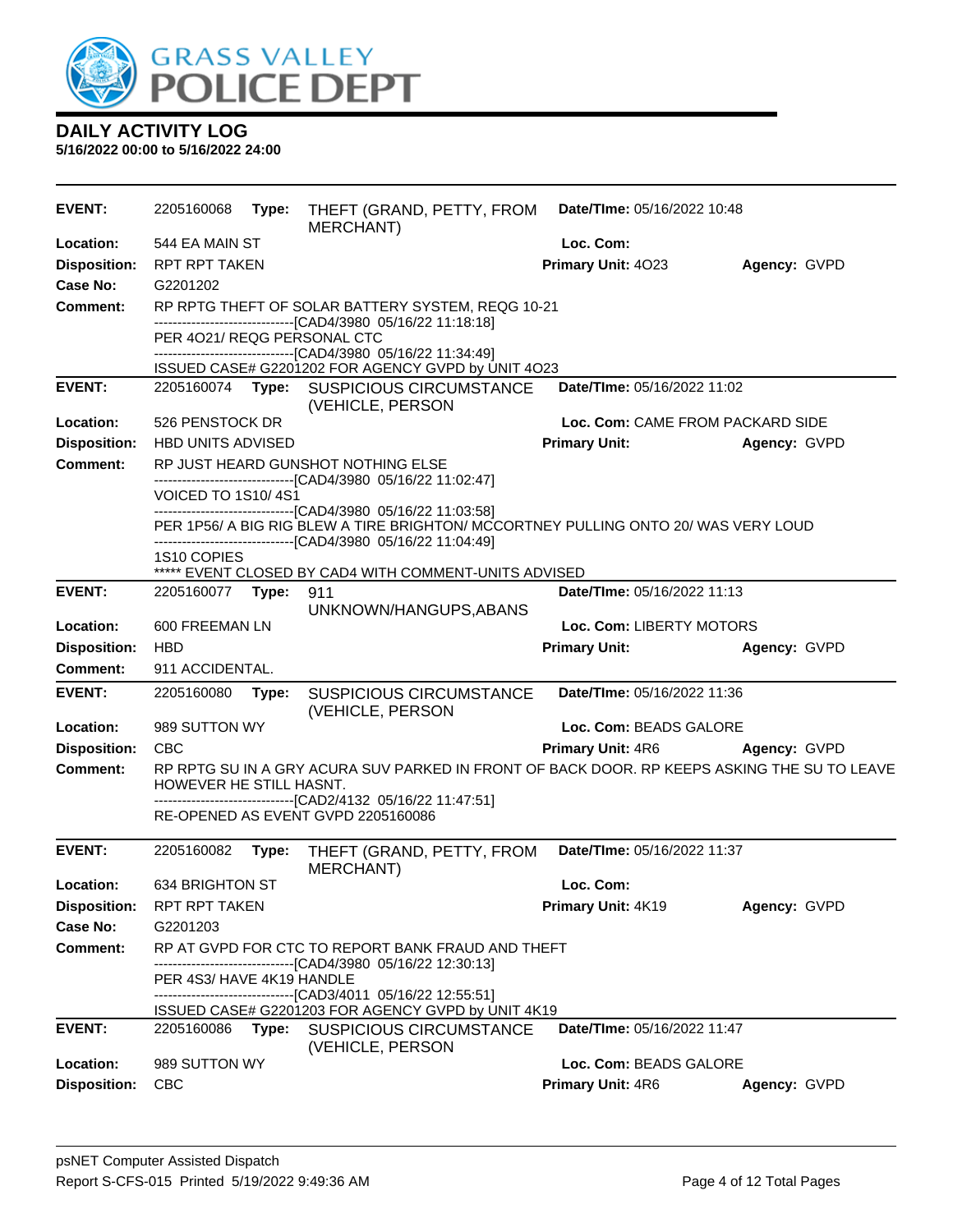# GRASS VALLEY POLICE DEPT

## DAILY ACTIVITY LOG

**5/16/2022 00:00 to 5/16/2022 24:00**

---

**EVENT:** 2205160068 **Type:** THEFT (GRAND, PETTY, FROM MERCHANT) **Date/TIme:** 05/16/2022 10:48
**Location:** 544 EA MAIN ST **Loc. Com:**
**Disposition:** RPT RPT TAKEN **Primary Unit:** 4O23 **Agency:** GVPD
**Case No:** G2201202
**Comment:** RP RPTG THEFT OF SOLAR BATTERY SYSTEM, REQG 10-21
------------------------------[CAD4/3980 05/16/22 11:18:18]
PER 4O21/ REQG PERSONAL CTC
------------------------------[CAD4/3980 05/16/22 11:34:49]
ISSUED CASE# G2201202 FOR AGENCY GVPD by UNIT 4O23

---

**EVENT:** 2205160074 **Type:** SUSPICIOUS CIRCUMSTANCE (VEHICLE, PERSON **Date/TIme:** 05/16/2022 11:02
**Location:** 526 PENSTOCK DR **Loc. Com:** CAME FROM PACKARD SIDE
**Disposition:** HBD UNITS ADVISED **Primary Unit:** **Agency:** GVPD
**Comment:** RP JUST HEARD GUNSHOT NOTHING ELSE
------------------------------[CAD4/3980 05/16/22 11:02:47]
VOICED TO 1S10/ 4S1
------------------------------[CAD4/3980 05/16/22 11:03:58]
PER 1P56/ A BIG RIG BLEW A TIRE BRIGHTON/ MCCORTNEY PULLING ONTO 20/ WAS VERY LOUD
------------------------------[CAD4/3980 05/16/22 11:04:49]
1S10 COPIES
***** EVENT CLOSED BY CAD4 WITH COMMENT-UNITS ADVISED

---

**EVENT:** 2205160077 **Type:** 911 UNKNOWN/HANGUPS,ABANS **Date/TIme:** 05/16/2022 11:13
**Location:** 600 FREEMAN LN **Loc. Com:** LIBERTY MOTORS
**Disposition:** HBD **Primary Unit:** **Agency:** GVPD
**Comment:** 911 ACCIDENTAL.

---

**EVENT:** 2205160080 **Type:** SUSPICIOUS CIRCUMSTANCE (VEHICLE, PERSON **Date/TIme:** 05/16/2022 11:36
**Location:** 989 SUTTON WY **Loc. Com:** BEADS GALORE
**Disposition:** CBC **Primary Unit:** 4R6 **Agency:** GVPD
**Comment:** RP RPTG SU IN A GRY ACURA SUV PARKED IN FRONT OF BACK DOOR. RP KEEPS ASKING THE SU TO LEAVE HOWEVER HE STILL HASNT.
------------------------------[CAD2/4132 05/16/22 11:47:51]
RE-OPENED AS EVENT GVPD 2205160086

---

**EVENT:** 2205160082 **Type:** THEFT (GRAND, PETTY, FROM MERCHANT) **Date/TIme:** 05/16/2022 11:37
**Location:** 634 BRIGHTON ST **Loc. Com:**
**Disposition:** RPT RPT TAKEN **Primary Unit:** 4K19 **Agency:** GVPD
**Case No:** G2201203
**Comment:** RP AT GVPD FOR CTC TO REPORT BANK FRAUD AND THEFT
------------------------------[CAD4/3980 05/16/22 12:30:13]
PER 4S3/ HAVE 4K19 HANDLE
------------------------------[CAD3/4011 05/16/22 12:55:51]
ISSUED CASE# G2201203 FOR AGENCY GVPD by UNIT 4K19

---

**EVENT:** 2205160086 **Type:** SUSPICIOUS CIRCUMSTANCE (VEHICLE, PERSON **Date/TIme:** 05/16/2022 11:47
**Location:** 989 SUTTON WY **Loc. Com:** BEADS GALORE
**Disposition:** CBC **Primary Unit:** 4R6 **Agency:** GVPD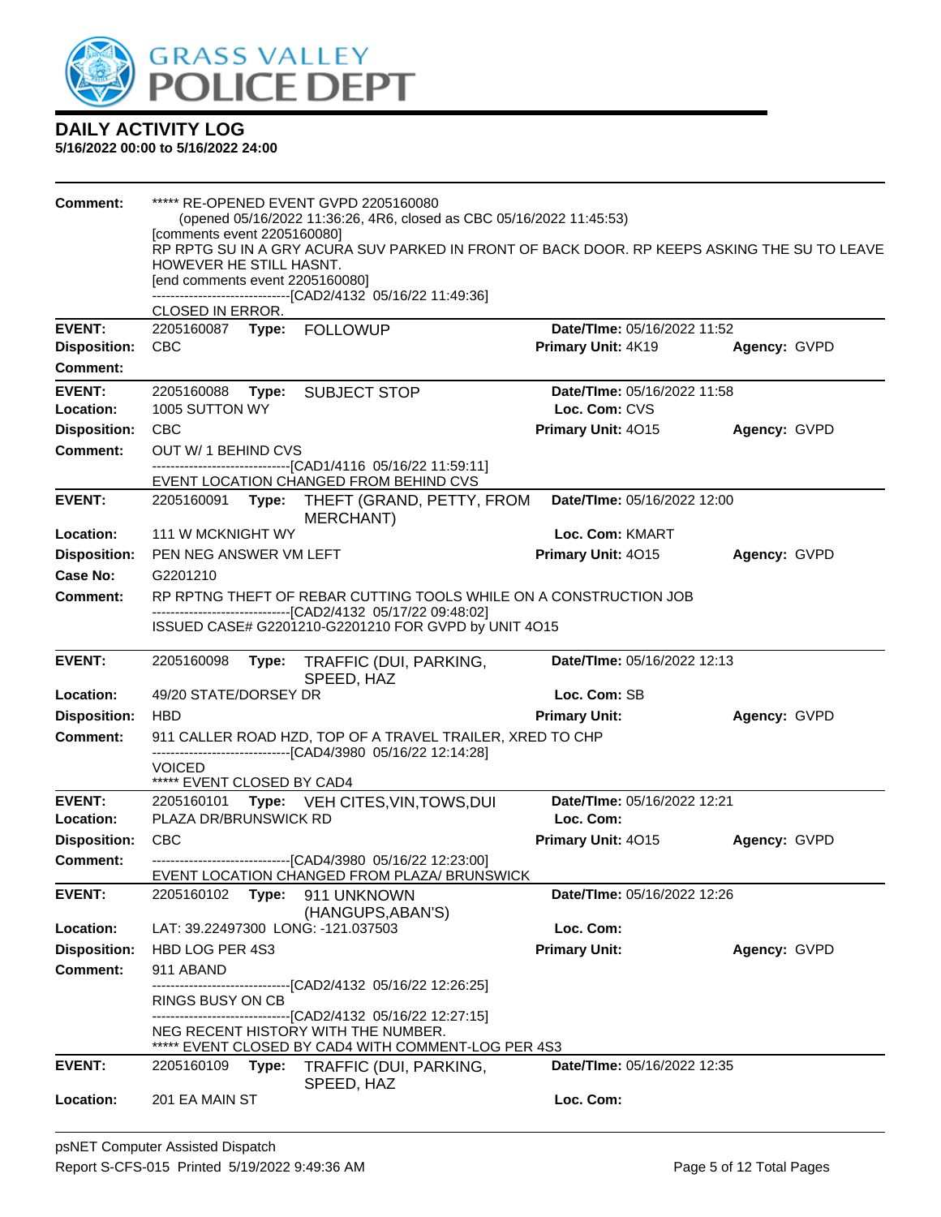**DAILY ACTIVITY LOG**
**5/16/2022 00:00 to 5/16/2022 24:00**

**Comment:** ***** RE-OPENED EVENT GVPD 2205160080
(opened 05/16/2022 11:36:26, 4R6, closed as CBC 05/16/2022 11:45:53)
[comments event 2205160080]
RP RPTG SU IN A GRY ACURA SUV PARKED IN FRONT OF BACK DOOR. RP KEEPS ASKING THE SU TO LEAVE HOWEVER HE STILL HASNT.
[end comments event 2205160080]
------------------------------[CAD2/4132 05/16/22 11:49:36]
CLOSED IN ERROR.

| | | | |
|---|---|---|---|
| **EVENT:** | 2205160087 **Type:** FOLLOWUP | **Date/TIme:** 05/16/2022 11:52 | |
| **Disposition:** | CBC | **Primary Unit:** 4K19 | **Agency:** GVPD |
| **Comment:** | | | |

| | | | |
|---|---|---|---|
| **EVENT:** | 2205160088 **Type:** SUBJECT STOP | **Date/TIme:** 05/16/2022 11:58 | |
| **Location:** | 1005 SUTTON WY | **Loc. Com:** CVS | |
| **Disposition:** | CBC | **Primary Unit:** 4O15 | **Agency:** GVPD |
| **Comment:** | OUT W/ 1 BEHIND CVS<br>------------------------------[CAD1/4116 05/16/22 11:59:11]<br>EVENT LOCATION CHANGED FROM BEHIND CVS | | |

| | | | |
|---|---|---|---|
| **EVENT:** | 2205160091 **Type:** THEFT (GRAND, PETTY, FROM MERCHANT) | **Date/TIme:** 05/16/2022 12:00 | |
| **Location:** | 111 W MCKNIGHT WY | **Loc. Com:** KMART | |
| **Disposition:** | PEN NEG ANSWER VM LEFT | **Primary Unit:** 4O15 | **Agency:** GVPD |
| **Case No:** | G2201210 | | |
| **Comment:** | RP RPTNG THEFT OF REBAR CUTTING TOOLS WHILE ON A CONSTRUCTION JOB<br>------------------------------[CAD2/4132 05/17/22 09:48:02]<br>ISSUED CASE# G2201210-G2201210 FOR GVPD by UNIT 4O15 | | |

| | | | |
|---|---|---|---|
| **EVENT:** | 2205160098 **Type:** TRAFFIC (DUI, PARKING, SPEED, HAZ | **Date/TIme:** 05/16/2022 12:13 | |
| **Location:** | 49/20 STATE/DORSEY DR | **Loc. Com:** SB | |
| **Disposition:** | HBD | **Primary Unit:** | **Agency:** GVPD |
| **Comment:** | 911 CALLER ROAD HZD, TOP OF A TRAVEL TRAILER, XRED TO CHP<br>------------------------------[CAD4/3980 05/16/22 12:14:28]<br>VOICED<br>***** EVENT CLOSED BY CAD4 | | |

| | | | |
|---|---|---|---|
| **EVENT:** | 2205160101 **Type:** VEH CITES,VIN,TOWS,DUI | **Date/TIme:** 05/16/2022 12:21 | |
| **Location:** | PLAZA DR/BRUNSWICK RD | **Loc. Com:** | |
| **Disposition:** | CBC | **Primary Unit:** 4O15 | **Agency:** GVPD |
| **Comment:** | ------------------------------[CAD4/3980 05/16/22 12:23:00]<br>EVENT LOCATION CHANGED FROM PLAZA/ BRUNSWICK | | |

| | | | |
|---|---|---|---|
| **EVENT:** | 2205160102 **Type:** 911 UNKNOWN (HANGUPS,ABAN'S) | **Date/TIme:** 05/16/2022 12:26 | |
| **Location:** | LAT: 39.22497300 LONG: -121.037503 | **Loc. Com:** | |
| **Disposition:** | HBD LOG PER 4S3 | **Primary Unit:** | **Agency:** GVPD |
| **Comment:** | 911 ABAND<br>------------------------------[CAD2/4132 05/16/22 12:26:25]<br>RINGS BUSY ON CB<br>------------------------------[CAD2/4132 05/16/22 12:27:15]<br>NEG RECENT HISTORY WITH THE NUMBER.<br>***** EVENT CLOSED BY CAD4 WITH COMMENT-LOG PER 4S3 | | |

| | | | |
|---|---|---|---|
| **EVENT:** | 2205160109 **Type:** TRAFFIC (DUI, PARKING, SPEED, HAZ | **Date/TIme:** 05/16/2022 12:35 | |
| **Location:** | 201 EA MAIN ST | **Loc. Com:** | |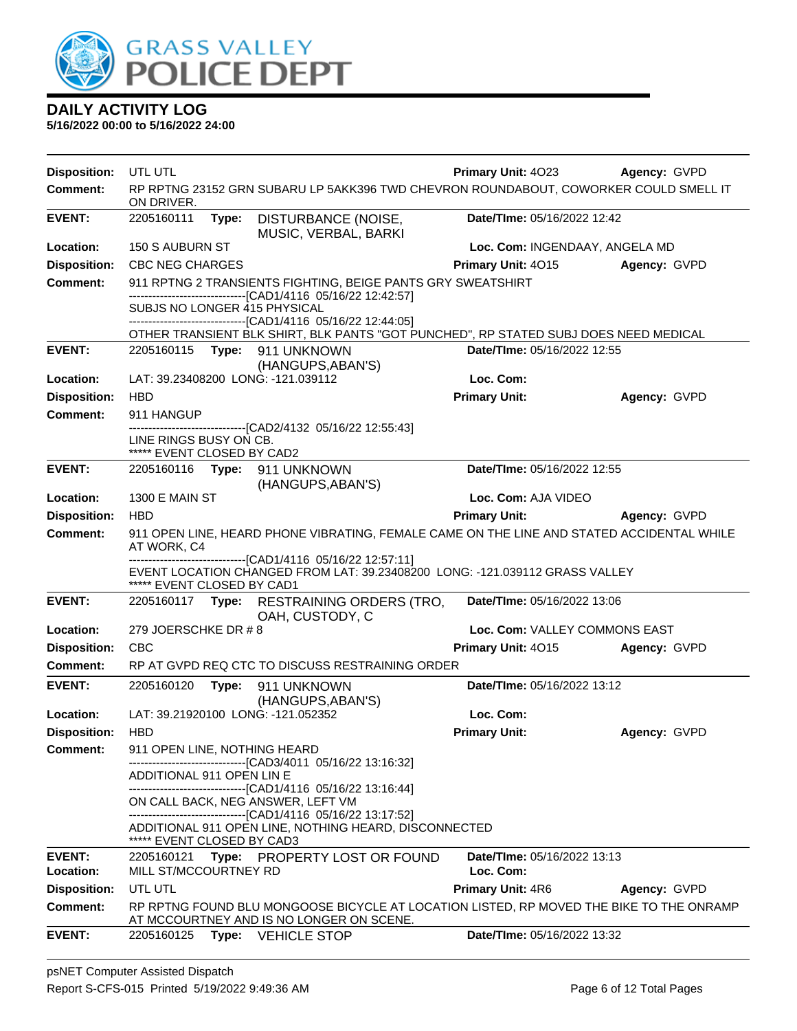# DAILY ACTIVITY LOG

**5/16/2022 00:00 to 5/16/2022 24:00**

**Disposition:** UTL UTL | **Primary Unit:** 4O23 | **Agency:** GVPD

**Comment:** RP RPTNG 23152 GRN SUBARU LP 5AKK396 TWD CHEVRON ROUNDABOUT, COWORKER COULD SMELL IT ON DRIVER.

---

**EVENT:** 2205160111 **Type:** DISTURBANCE (NOISE, MUSIC, VERBAL, BARKI | **Date/TIme:** 05/16/2022 12:42

**Location:** 150 S AUBURN ST | **Loc. Com:** INGENDAAY, ANGELA MD

**Disposition:** CBC NEG CHARGES | **Primary Unit:** 4O15 | **Agency:** GVPD

**Comment:** 911 RPTNG 2 TRANSIENTS FIGHTING, BEIGE PANTS GRY SWEATSHIRT
------------------------------[CAD1/4116 05/16/22 12:42:57]
SUBJS NO LONGER 415 PHYSICAL
------------------------------[CAD1/4116 05/16/22 12:44:05]
OTHER TRANSIENT BLK SHIRT, BLK PANTS "GOT PUNCHED", RP STATED SUBJ DOES NEED MEDICAL

---

**EVENT:** 2205160115 **Type:** 911 UNKNOWN (HANGUPS,ABAN'S) | **Date/TIme:** 05/16/2022 12:55

**Location:** LAT: 39.23408200 LONG: -121.039112 | **Loc. Com:**

**Disposition:** HBD | **Primary Unit:** | **Agency:** GVPD

**Comment:** 911 HANGUP
------------------------------[CAD2/4132 05/16/22 12:55:43]
LINE RINGS BUSY ON CB.
***** EVENT CLOSED BY CAD2

---

**EVENT:** 2205160116 **Type:** 911 UNKNOWN (HANGUPS,ABAN'S) | **Date/TIme:** 05/16/2022 12:55

**Location:** 1300 E MAIN ST | **Loc. Com:** AJA VIDEO

**Disposition:** HBD | **Primary Unit:** | **Agency:** GVPD

**Comment:** 911 OPEN LINE, HEARD PHONE VIBRATING, FEMALE CAME ON THE LINE AND STATED ACCIDENTAL WHILE AT WORK, C4
------------------------------[CAD1/4116 05/16/22 12:57:11]
EVENT LOCATION CHANGED FROM LAT: 39.23408200 LONG: -121.039112 GRASS VALLEY
***** EVENT CLOSED BY CAD1

---

**EVENT:** 2205160117 **Type:** RESTRAINING ORDERS (TRO, OAH, CUSTODY, C | **Date/TIme:** 05/16/2022 13:06

**Location:** 279 JOERSCHKE DR # 8 | **Loc. Com:** VALLEY COMMONS EAST

**Disposition:** CBC | **Primary Unit:** 4O15 | **Agency:** GVPD

**Comment:** RP AT GVPD REQ CTC TO DISCUSS RESTRAINING ORDER

---

**EVENT:** 2205160120 **Type:** 911 UNKNOWN (HANGUPS,ABAN'S) | **Date/TIme:** 05/16/2022 13:12

**Location:** LAT: 39.21920100 LONG: -121.052352 | **Loc. Com:**

**Disposition:** HBD | **Primary Unit:** | **Agency:** GVPD

**Comment:** 911 OPEN LINE, NOTHING HEARD
------------------------------[CAD3/4011 05/16/22 13:16:32]
ADDITIONAL 911 OPEN LIN E
------------------------------[CAD1/4116 05/16/22 13:16:44]
ON CALL BACK, NEG ANSWER, LEFT VM
------------------------------[CAD1/4116 05/16/22 13:17:52]
ADDITIONAL 911 OPEN LINE, NOTHING HEARD, DISCONNECTED
***** EVENT CLOSED BY CAD3

---

**EVENT:** 2205160121 **Type:** PROPERTY LOST OR FOUND | **Date/TIme:** 05/16/2022 13:13

**Location:** MILL ST/MCCOURTNEY RD | **Loc. Com:**

**Disposition:** UTL UTL | **Primary Unit:** 4R6 | **Agency:** GVPD

**Comment:** RP RPTNG FOUND BLU MONGOOSE BICYCLE AT LOCATION LISTED, RP MOVED THE BIKE TO THE ONRAMP AT MCCOURTNEY AND IS NO LONGER ON SCENE.

---

**EVENT:** 2205160125 **Type:** VEHICLE STOP | **Date/TIme:** 05/16/2022 13:32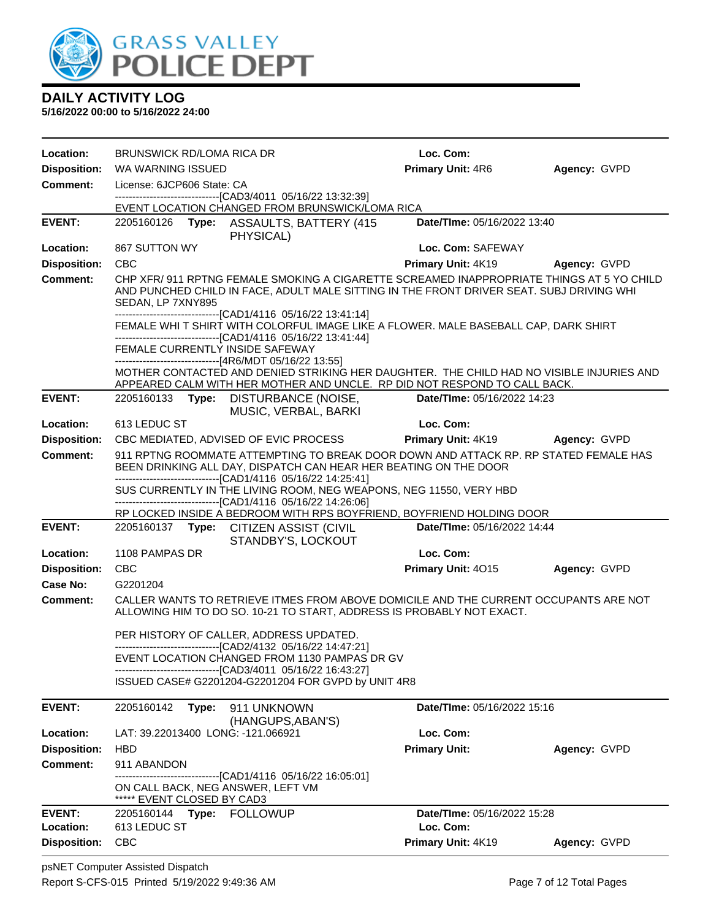# DAILY ACTIVITY LOG

**5/16/2022 00:00 to 5/16/2022 24:00**

| | | | |
|---|---|---|---|
| **Location:** | BRUNSWICK RD/LOMA RICA DR | **Loc. Com:** | |
| **Disposition:** | WA WARNING ISSUED | **Primary Unit:** 4R6 | **Agency:** GVPD |
| **Comment:** | License: 6JCP606 State: CA<br>------------------------------[CAD3/4011 05/16/22 13:32:39]<br>EVENT LOCATION CHANGED FROM BRUNSWICK/LOMA RICA | | |

| | | | |
|---|---|---|---|
| **EVENT:** | 2205160126 **Type:** ASSAULTS, BATTERY (415 PHYSICAL) | **Date/TIme:** 05/16/2022 13:40 | |
| **Location:** | 867 SUTTON WY | **Loc. Com:** SAFEWAY | |
| **Disposition:** | CBC | **Primary Unit:** 4K19 | **Agency:** GVPD |
| **Comment:** | CHP XFR/ 911 RPTNG FEMALE SMOKING A CIGARETTE SCREAMED INAPPROPRIATE THINGS AT 5 YO CHILD AND PUNCHED CHILD IN FACE, ADULT MALE SITTING IN THE FRONT DRIVER SEAT. SUBJ DRIVING WHI SEDAN, LP 7XNY895<br>------------------------------[CAD1/4116 05/16/22 13:41:14]<br>FEMALE WHI T SHIRT WITH COLORFUL IMAGE LIKE A FLOWER. MALE BASEBALL CAP, DARK SHIRT<br>------------------------------[CAD1/4116 05/16/22 13:41:44]<br>FEMALE CURRENTLY INSIDE SAFEWAY<br>------------------------------[4R6/MDT 05/16/22 13:55]<br>MOTHER CONTACTED AND DENIED STRIKING HER DAUGHTER. THE CHILD HAD NO VISIBLE INJURIES AND APPEARED CALM WITH HER MOTHER AND UNCLE. RP DID NOT RESPOND TO CALL BACK. | | |

| | | | |
|---|---|---|---|
| **EVENT:** | 2205160133 **Type:** DISTURBANCE (NOISE, MUSIC, VERBAL, BARKI | **Date/TIme:** 05/16/2022 14:23 | |
| **Location:** | 613 LEDUC ST | **Loc. Com:** | |
| **Disposition:** | CBC MEDIATED, ADVISED OF EVIC PROCESS | **Primary Unit:** 4K19 | **Agency:** GVPD |
| **Comment:** | 911 RPTNG ROOMMATE ATTEMPTING TO BREAK DOOR DOWN AND ATTACK RP. RP STATED FEMALE HAS BEEN DRINKING ALL DAY, DISPATCH CAN HEAR HER BEATING ON THE DOOR<br>------------------------------[CAD1/4116 05/16/22 14:25:41]<br>SUS CURRENTLY IN THE LIVING ROOM, NEG WEAPONS, NEG 11550, VERY HBD<br>------------------------------[CAD1/4116 05/16/22 14:26:06]<br>RP LOCKED INSIDE A BEDROOM WITH RPS BOYFRIEND, BOYFRIEND HOLDING DOOR | | |

| | | | |
|---|---|---|---|
| **EVENT:** | 2205160137 **Type:** CITIZEN ASSIST (CIVIL STANDBY'S, LOCKOUT | **Date/TIme:** 05/16/2022 14:44 | |
| **Location:** | 1108 PAMPAS DR | **Loc. Com:** | |
| **Disposition:** | CBC | **Primary Unit:** 4O15 | **Agency:** GVPD |
| **Case No:** | G2201204 | | |
| **Comment:** | CALLER WANTS TO RETRIEVE ITMES FROM ABOVE DOMICILE AND THE CURRENT OCCUPANTS ARE NOT ALLOWING HIM TO DO SO. 10-21 TO START, ADDRESS IS PROBABLY NOT EXACT.<br><br>PER HISTORY OF CALLER, ADDRESS UPDATED.<br>------------------------------[CAD2/4132 05/16/22 14:47:21]<br>EVENT LOCATION CHANGED FROM 1130 PAMPAS DR GV<br>------------------------------[CAD3/4011 05/16/22 16:43:27]<br>ISSUED CASE# G2201204-G2201204 FOR GVPD by UNIT 4R8 | | |

| | | | |
|---|---|---|---|
| **EVENT:** | 2205160142 **Type:** 911 UNKNOWN (HANGUPS,ABAN'S) | **Date/TIme:** 05/16/2022 15:16 | |
| **Location:** | LAT: 39.22013400 LONG: -121.066921 | **Loc. Com:** | |
| **Disposition:** | HBD | **Primary Unit:** | **Agency:** GVPD |
| **Comment:** | 911 ABANDON<br>------------------------------[CAD1/4116 05/16/22 16:05:01]<br>ON CALL BACK, NEG ANSWER, LEFT VM<br>***** EVENT CLOSED BY CAD3 | | |

| | | | |
|---|---|---|---|
| **EVENT:** | 2205160144 **Type:** FOLLOWUP | **Date/TIme:** 05/16/2022 15:28 | |
| **Location:** | 613 LEDUC ST | **Loc. Com:** | |
| **Disposition:** | CBC | **Primary Unit:** 4K19 | **Agency:** GVPD |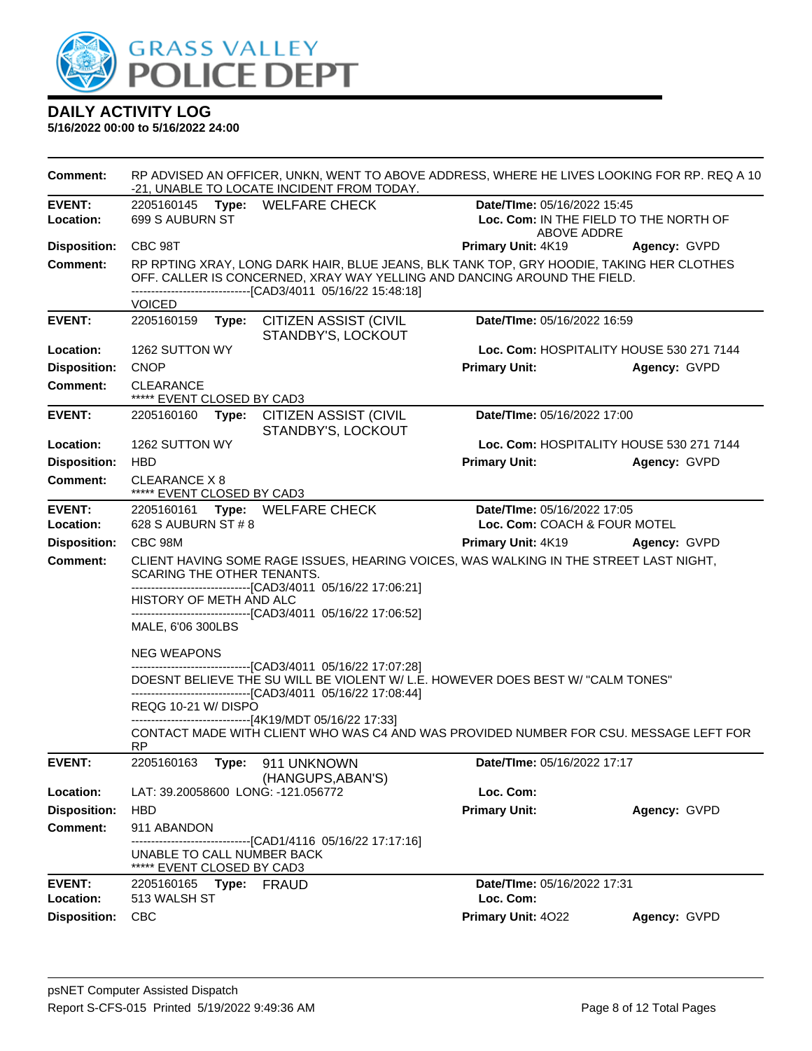# DAILY ACTIVITY LOG

**5/16/2022 00:00 to 5/16/2022 24:00**

**Comment:** RP ADVISED AN OFFICER, UNKN, WENT TO ABOVE ADDRESS, WHERE HE LIVES LOOKING FOR RP. REQ A 10-21, UNABLE TO LOCATE INCIDENT FROM TODAY.

---

**EVENT:** 2205160145 **Type:** WELFARE CHECK **Date/TIme:** 05/16/2022 15:45
**Location:** 699 S AUBURN ST **Loc. Com:** IN THE FIELD TO THE NORTH OF ABOVE ADDRE
**Disposition:** CBC 98T **Primary Unit:** 4K19 **Agency:** GVPD
**Comment:** RP RPTING XRAY, LONG DARK HAIR, BLUE JEANS, BLK TANK TOP, GRY HOODIE, TAKING HER CLOTHES OFF. CALLER IS CONCERNED, XRAY WAY YELLING AND DANCING AROUND THE FIELD.
------------------------------[CAD3/4011 05/16/22 15:48:18]
VOICED

---

**EVENT:** 2205160159 **Type:** CITIZEN ASSIST (CIVIL STANDBY'S, LOCKOUT **Date/TIme:** 05/16/2022 16:59
**Location:** 1262 SUTTON WY **Loc. Com:** HOSPITALITY HOUSE 530 271 7144
**Disposition:** CNOP **Primary Unit:** **Agency:** GVPD
**Comment:** CLEARANCE
***** EVENT CLOSED BY CAD3

---

**EVENT:** 2205160160 **Type:** CITIZEN ASSIST (CIVIL STANDBY'S, LOCKOUT **Date/TIme:** 05/16/2022 17:00
**Location:** 1262 SUTTON WY **Loc. Com:** HOSPITALITY HOUSE 530 271 7144
**Disposition:** HBD **Primary Unit:** **Agency:** GVPD
**Comment:** CLEARANCE X 8
***** EVENT CLOSED BY CAD3

---

**EVENT:** 2205160161 **Type:** WELFARE CHECK **Date/TIme:** 05/16/2022 17:05
**Location:** 628 S AUBURN ST # 8 **Loc. Com:** COACH & FOUR MOTEL
**Disposition:** CBC 98M **Primary Unit:** 4K19 **Agency:** GVPD
**Comment:** CLIENT HAVING SOME RAGE ISSUES, HEARING VOICES, WAS WALKING IN THE STREET LAST NIGHT, SCARING THE OTHER TENANTS.
------------------------------[CAD3/4011 05/16/22 17:06:21]
HISTORY OF METH AND ALC
------------------------------[CAD3/4011 05/16/22 17:06:52]
MALE, 6'06 300LBS

NEG WEAPONS
------------------------------[CAD3/4011 05/16/22 17:07:28]
DOESNT BELIEVE THE SU WILL BE VIOLENT W/ L.E. HOWEVER DOES BEST W/ "CALM TONES"
------------------------------[CAD3/4011 05/16/22 17:08:44]
REQG 10-21 W/ DISPO
------------------------------[4K19/MDT 05/16/22 17:33]
CONTACT MADE WITH CLIENT WHO WAS C4 AND WAS PROVIDED NUMBER FOR CSU. MESSAGE LEFT FOR RP

---

**EVENT:** 2205160163 **Type:** 911 UNKNOWN (HANGUPS,ABAN'S) **Date/TIme:** 05/16/2022 17:17
**Location:** LAT: 39.20058600 LONG: -121.056772 **Loc. Com:**
**Disposition:** HBD **Primary Unit:** **Agency:** GVPD
**Comment:** 911 ABANDON
------------------------------[CAD1/4116 05/16/22 17:17:16]
UNABLE TO CALL NUMBER BACK
***** EVENT CLOSED BY CAD3

---

**EVENT:** 2205160165 **Type:** FRAUD **Date/TIme:** 05/16/2022 17:31
**Location:** 513 WALSH ST **Loc. Com:**
**Disposition:** CBC **Primary Unit:** 4O22 **Agency:** GVPD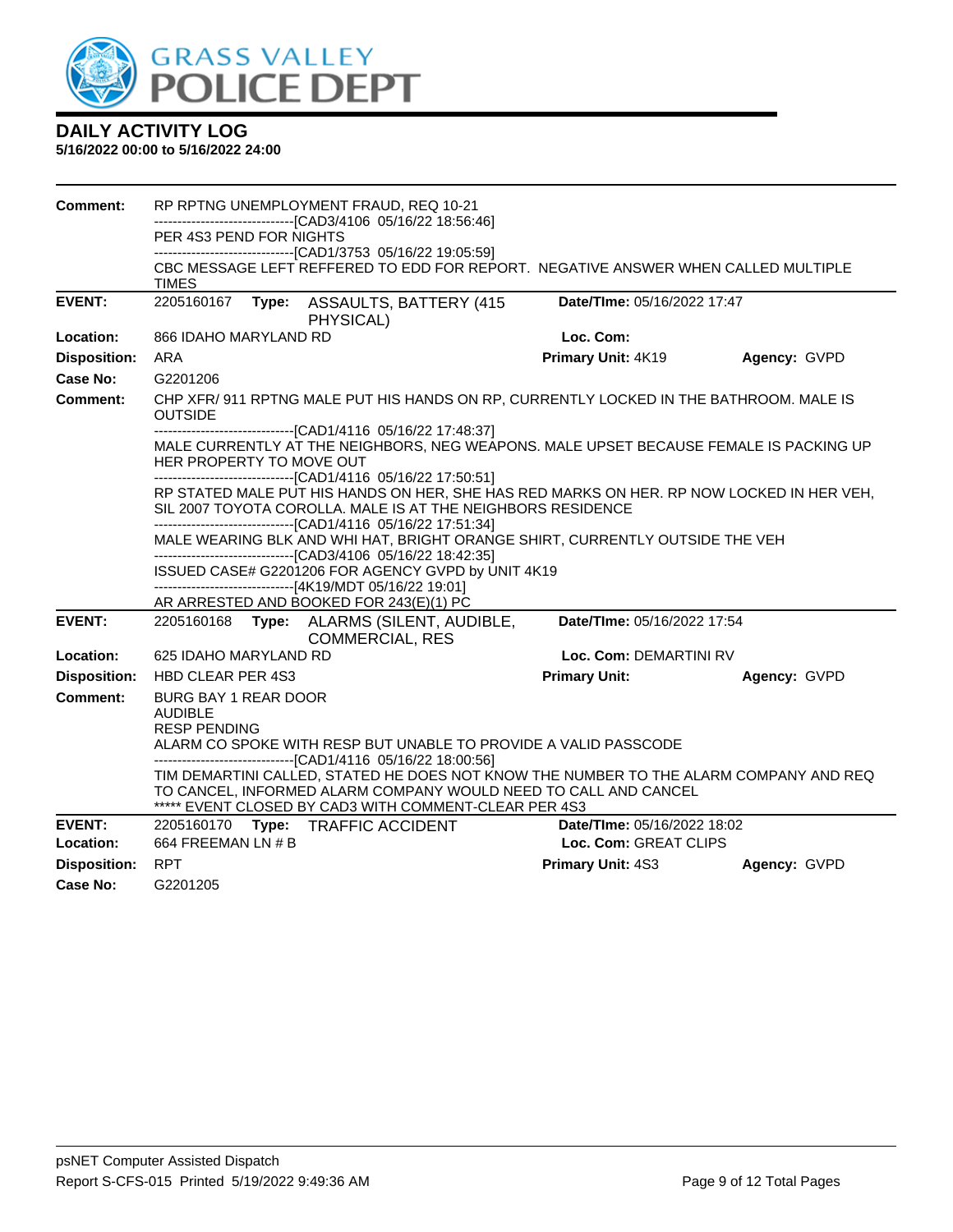# DAILY ACTIVITY LOG

**5/16/2022 00:00 to 5/16/2022 24:00**

**Comment:** RP RPTNG UNEMPLOYMENT FRAUD, REQ 10-21
------------------------------[CAD3/4106 05/16/22 18:56:46]
PER 4S3 PEND FOR NIGHTS
------------------------------[CAD1/3753 05/16/22 19:05:59]
CBC MESSAGE LEFT REFFERED TO EDD FOR REPORT. NEGATIVE ANSWER WHEN CALLED MULTIPLE TIMES

---

**EVENT:** 2205160167 **Type:** ASSAULTS, BATTERY (415 PHYSICAL) **Date/TIme:** 05/16/2022 17:47

**Location:** 866 IDAHO MARYLAND RD **Loc. Com:**

**Disposition:** ARA **Primary Unit:** 4K19 **Agency:** GVPD

**Case No:** G2201206

**Comment:** CHP XFR/ 911 RPTNG MALE PUT HIS HANDS ON RP, CURRENTLY LOCKED IN THE BATHROOM. MALE IS OUTSIDE
------------------------------[CAD1/4116 05/16/22 17:48:37]
MALE CURRENTLY AT THE NEIGHBORS, NEG WEAPONS. MALE UPSET BECAUSE FEMALE IS PACKING UP HER PROPERTY TO MOVE OUT
------------------------------[CAD1/4116 05/16/22 17:50:51]
RP STATED MALE PUT HIS HANDS ON HER, SHE HAS RED MARKS ON HER. RP NOW LOCKED IN HER VEH, SIL 2007 TOYOTA COROLLA. MALE IS AT THE NEIGHBORS RESIDENCE
------------------------------[CAD1/4116 05/16/22 17:51:34]
MALE WEARING BLK AND WHI HAT, BRIGHT ORANGE SHIRT, CURRENTLY OUTSIDE THE VEH
------------------------------[CAD3/4106 05/16/22 18:42:35]
ISSUED CASE# G2201206 FOR AGENCY GVPD by UNIT 4K19
------------------------------[4K19/MDT 05/16/22 19:01]
AR ARRESTED AND BOOKED FOR 243(E)(1) PC

---

**EVENT:** 2205160168 **Type:** ALARMS (SILENT, AUDIBLE, COMMERCIAL, RES **Date/TIme:** 05/16/2022 17:54

**Location:** 625 IDAHO MARYLAND RD **Loc. Com:** DEMARTINI RV

**Disposition:** HBD CLEAR PER 4S3 **Primary Unit:** **Agency:** GVPD

**Comment:** BURG BAY 1 REAR DOOR
AUDIBLE
RESP PENDING
ALARM CO SPOKE WITH RESP BUT UNABLE TO PROVIDE A VALID PASSCODE
------------------------------[CAD1/4116 05/16/22 18:00:56]
TIM DEMARTINI CALLED, STATED HE DOES NOT KNOW THE NUMBER TO THE ALARM COMPANY AND REQ TO CANCEL, INFORMED ALARM COMPANY WOULD NEED TO CALL AND CANCEL
***** EVENT CLOSED BY CAD3 WITH COMMENT-CLEAR PER 4S3

---

**EVENT:** 2205160170 **Type:** TRAFFIC ACCIDENT **Date/TIme:** 05/16/2022 18:02

**Location:** 664 FREEMAN LN # B **Loc. Com:** GREAT CLIPS

**Disposition:** RPT **Primary Unit:** 4S3 **Agency:** GVPD

**Case No:** G2201205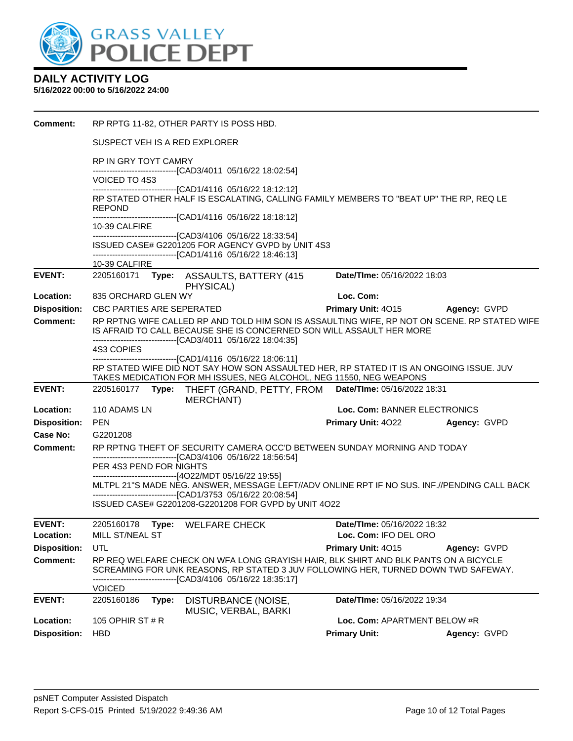# DAILY ACTIVITY LOG

**5/16/2022 00:00 to 5/16/2022 24:00**

**Comment:** RP RPTG 11-82, OTHER PARTY IS POSS HBD.

SUSPECT VEH IS A RED EXPLORER

RP IN GRY TOYT CAMRY

------------------------------[CAD3/4011 05/16/22 18:02:54]

VOICED TO 4S3

------------------------------[CAD1/4116 05/16/22 18:12:12]

RP STATED OTHER HALF IS ESCALATING, CALLING FAMILY MEMBERS TO "BEAT UP" THE RP, REQ LE REPOND

------------------------------[CAD1/4116 05/16/22 18:18:12]

10-39 CALFIRE

------------------------------[CAD3/4106 05/16/22 18:33:54]

ISSUED CASE# G2201205 FOR AGENCY GVPD by UNIT 4S3

------------------------------[CAD1/4116 05/16/22 18:46:13]

10-39 CALFIRE

---

**EVENT:** 2205160171 **Type:** ASSAULTS, BATTERY (415 PHYSICAL) **Date/TIme:** 05/16/2022 18:03

**Location:** 835 ORCHARD GLEN WY **Loc. Com:**

**Disposition:** CBC PARTIES ARE SEPERATED **Primary Unit:** 4O15 **Agency:** GVPD

**Comment:** RP RPTNG WIFE CALLED RP AND TOLD HIM SON IS ASSAULTING WIFE, RP NOT ON SCENE. RP STATED WIFE IS AFRAID TO CALL BECAUSE SHE IS CONCERNED SON WILL ASSAULT HER MORE

------------------------------[CAD3/4011 05/16/22 18:04:35]

4S3 COPIES

------------------------------[CAD1/4116 05/16/22 18:06:11]

RP STATED WIFE DID NOT SAY HOW SON ASSAULTED HER, RP STATED IT IS AN ONGOING ISSUE. JUV TAKES MEDICATION FOR MH ISSUES, NEG ALCOHOL, NEG 11550, NEG WEAPONS

---

**EVENT:** 2205160177 **Type:** THEFT (GRAND, PETTY, FROM MERCHANT) **Date/TIme:** 05/16/2022 18:31

**Location:** 110 ADAMS LN **Loc. Com:** BANNER ELECTRONICS

**Disposition:** PEN **Primary Unit:** 4O22 **Agency:** GVPD

**Case No:** G2201208

**Comment:** RP RPTNG THEFT OF SECURITY CAMERA OCC'D BETWEEN SUNDAY MORNING AND TODAY

------------------------------[CAD3/4106 05/16/22 18:56:54]

PER 4S3 PEND FOR NIGHTS

------------------------------[4O22/MDT 05/16/22 19:55]

MLTPL 21"S MADE NEG. ANSWER, MESSAGE LEFT//ADV ONLINE RPT IF NO SUS. INF.//PENDING CALL BACK

------------------------------[CAD1/3753 05/16/22 20:08:54]

ISSUED CASE# G2201208-G2201208 FOR GVPD by UNIT 4O22

---

**EVENT:** 2205160178 **Type:** WELFARE CHECK **Date/TIme:** 05/16/2022 18:32

**Location:** MILL ST/NEAL ST **Loc. Com:** IFO DEL ORO

**Disposition:** UTL **Primary Unit:** 4O15 **Agency:** GVPD

**Comment:** RP REQ WELFARE CHECK ON WFA LONG GRAYISH HAIR, BLK SHIRT AND BLK PANTS ON A BICYCLE SCREAMING FOR UNK REASONS, RP STATED 3 JUV FOLLOWING HER, TURNED DOWN TWD SAFEWAY.

------------------------------[CAD3/4106 05/16/22 18:35:17]

VOICED

---

**EVENT:** 2205160186 **Type:** DISTURBANCE (NOISE, MUSIC, VERBAL, BARKI **Date/TIme:** 05/16/2022 19:34

**Location:** 105 OPHIR ST # R **Loc. Com:** APARTMENT BELOW #R

**Disposition:** HBD **Primary Unit:** **Agency:** GVPD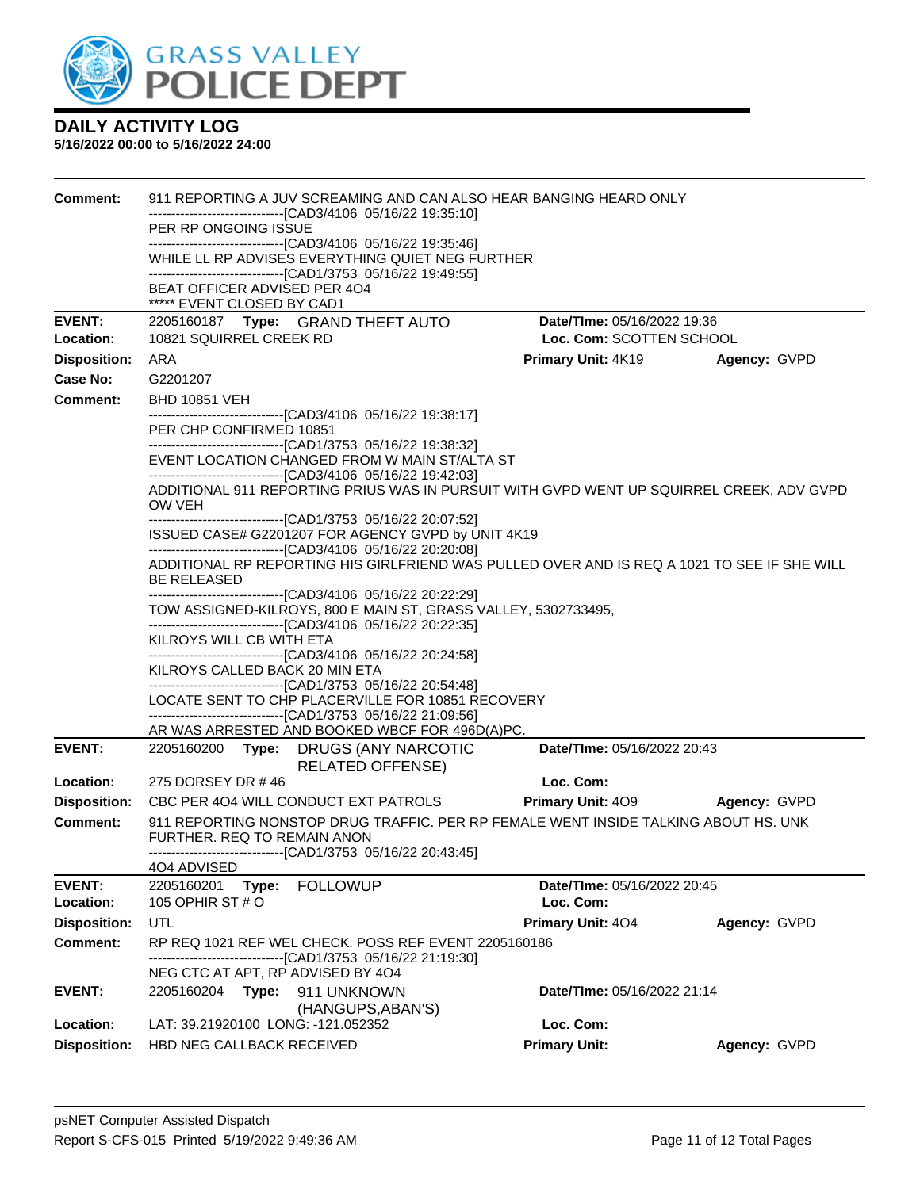# GRASS VALLEY POLICE DEPT

## DAILY ACTIVITY LOG

**5/16/2022 00:00 to 5/16/2022 24:00**

**Comment:** 911 REPORTING A JUV SCREAMING AND CAN ALSO HEAR BANGING HEARD ONLY
------------------------------[CAD3/4106 05/16/22 19:35:10]
PER RP ONGOING ISSUE
------------------------------[CAD3/4106 05/16/22 19:35:46]
WHILE LL RP ADVISES EVERYTHING QUIET NEG FURTHER
------------------------------[CAD1/3753 05/16/22 19:49:55]
BEAT OFFICER ADVISED PER 4O4
***** EVENT CLOSED BY CAD1

---

**EVENT:** 2205160187 **Type:** GRAND THEFT AUTO **Date/TIme:** 05/16/2022 19:36
**Location:** 10821 SQUIRREL CREEK RD **Loc. Com:** SCOTTEN SCHOOL
**Disposition:** ARA **Primary Unit:** 4K19 **Agency:** GVPD
**Case No:** G2201207
**Comment:** BHD 10851 VEH
------------------------------[CAD3/4106 05/16/22 19:38:17]
PER CHP CONFIRMED 10851
------------------------------[CAD1/3753 05/16/22 19:38:32]
EVENT LOCATION CHANGED FROM W MAIN ST/ALTA ST
------------------------------[CAD3/4106 05/16/22 19:42:03]
ADDITIONAL 911 REPORTING PRIUS WAS IN PURSUIT WITH GVPD WENT UP SQUIRREL CREEK, ADV GVPD OW VEH
------------------------------[CAD1/3753 05/16/22 20:07:52]
ISSUED CASE# G2201207 FOR AGENCY GVPD by UNIT 4K19
------------------------------[CAD3/4106 05/16/22 20:20:08]
ADDITIONAL RP REPORTING HIS GIRLFRIEND WAS PULLED OVER AND IS REQ A 1021 TO SEE IF SHE WILL BE RELEASED
------------------------------[CAD3/4106 05/16/22 20:22:29]
TOW ASSIGNED-KILROYS, 800 E MAIN ST, GRASS VALLEY, 5302733495,
------------------------------[CAD3/4106 05/16/22 20:22:35]
KILROYS WILL CB WITH ETA
------------------------------[CAD3/4106 05/16/22 20:24:58]
KILROYS CALLED BACK 20 MIN ETA
------------------------------[CAD1/3753 05/16/22 20:54:48]
LOCATE SENT TO CHP PLACERVILLE FOR 10851 RECOVERY
------------------------------[CAD1/3753 05/16/22 21:09:56]
AR WAS ARRESTED AND BOOKED WBCF FOR 496D(A)PC.

---

**EVENT:** 2205160200 **Type:** DRUGS (ANY NARCOTIC RELATED OFFENSE) **Date/TIme:** 05/16/2022 20:43
**Location:** 275 DORSEY DR # 46 **Loc. Com:**
**Disposition:** CBC PER 4O4 WILL CONDUCT EXT PATROLS **Primary Unit:** 4O9 **Agency:** GVPD
**Comment:** 911 REPORTING NONSTOP DRUG TRAFFIC. PER RP FEMALE WENT INSIDE TALKING ABOUT HS. UNK FURTHER. REQ TO REMAIN ANON
------------------------------[CAD1/3753 05/16/22 20:43:45]
4O4 ADVISED

---

**EVENT:** 2205160201 **Type:** FOLLOWUP **Date/TIme:** 05/16/2022 20:45
**Location:** 105 OPHIR ST # O **Loc. Com:**
**Disposition:** UTL **Primary Unit:** 4O4 **Agency:** GVPD
**Comment:** RP REQ 1021 REF WEL CHECK. POSS REF EVENT 2205160186
------------------------------[CAD1/3753 05/16/22 21:19:30]
NEG CTC AT APT, RP ADVISED BY 4O4

---

**EVENT:** 2205160204 **Type:** 911 UNKNOWN (HANGUPS,ABAN'S) **Date/TIme:** 05/16/2022 21:14
**Location:** LAT: 39.21920100 LONG: -121.052352 **Loc. Com:**
**Disposition:** HBD NEG CALLBACK RECEIVED **Primary Unit:** **Agency:** GVPD

psNET Computer Assisted Dispatch
Report S-CFS-015 Printed 5/19/2022 9:49:36 AM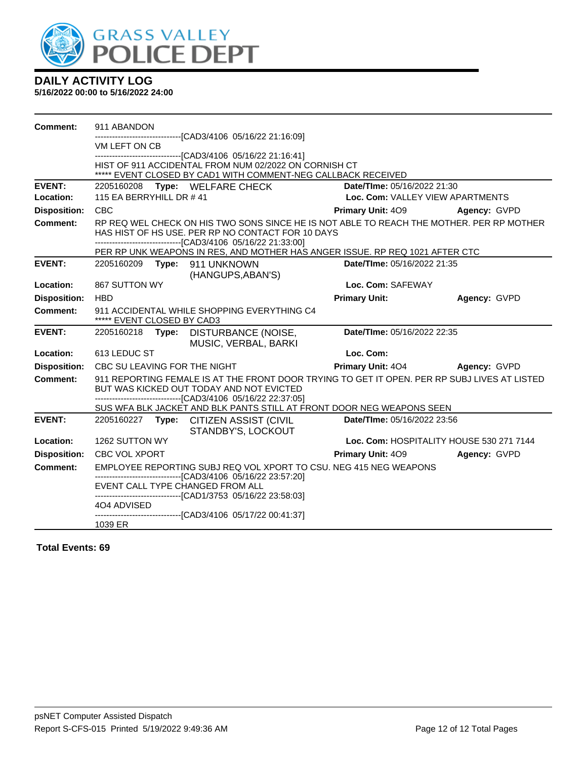# DAILY ACTIVITY LOG
**5/16/2022 00:00 to 5/16/2022 24:00**

**Comment:** 911 ABANDON
------------------------------[CAD3/4106 05/16/22 21:16:09]
VM LEFT ON CB
------------------------------[CAD3/4106 05/16/22 21:16:41]
HIST OF 911 ACCIDENTAL FROM NUM 02/2022 ON CORNISH CT
***** EVENT CLOSED BY CAD1 WITH COMMENT-NEG CALLBACK RECEIVED

| | | | |
|---|---|---|---|
| **EVENT:** | 2205160208 **Type:** WELFARE CHECK | **Date/TIme:** 05/16/2022 21:30 | |
| **Location:** | 115 EA BERRYHILL DR # 41 | **Loc. Com:** VALLEY VIEW APARTMENTS | |
| **Disposition:** | CBC | **Primary Unit:** 4O9 | **Agency:** GVPD |

**Comment:** RP REQ WEL CHECK ON HIS TWO SONS SINCE HE IS NOT ABLE TO REACH THE MOTHER. PER RP MOTHER HAS HIST OF HS USE. PER RP NO CONTACT FOR 10 DAYS
------------------------------[CAD3/4106 05/16/22 21:33:00]
PER RP UNK WEAPONS IN RES, AND MOTHER HAS ANGER ISSUE. RP REQ 1021 AFTER CTC

| | | | |
|---|---|---|---|
| **EVENT:** | 2205160209 **Type:** 911 UNKNOWN (HANGUPS,ABAN'S) | **Date/TIme:** 05/16/2022 21:35 | |
| **Location:** | 867 SUTTON WY | **Loc. Com:** SAFEWAY | |
| **Disposition:** | HBD | **Primary Unit:** | **Agency:** GVPD |

**Comment:** 911 ACCIDENTAL WHILE SHOPPING EVERYTHING C4
***** EVENT CLOSED BY CAD3

| | | | |
|---|---|---|---|
| **EVENT:** | 2205160218 **Type:** DISTURBANCE (NOISE, MUSIC, VERBAL, BARKI | **Date/TIme:** 05/16/2022 22:35 | |
| **Location:** | 613 LEDUC ST | **Loc. Com:** | |
| **Disposition:** | CBC SU LEAVING FOR THE NIGHT | **Primary Unit:** 4O4 | **Agency:** GVPD |

**Comment:** 911 REPORTING FEMALE IS AT THE FRONT DOOR TRYING TO GET IT OPEN. PER RP SUBJ LIVES AT LISTED BUT WAS KICKED OUT TODAY AND NOT EVICTED
------------------------------[CAD3/4106 05/16/22 22:37:05]
SUS WFA BLK JACKET AND BLK PANTS STILL AT FRONT DOOR NEG WEAPONS SEEN

| | | | |
|---|---|---|---|
| **EVENT:** | 2205160227 **Type:** CITIZEN ASSIST (CIVIL STANDBY'S, LOCKOUT | **Date/TIme:** 05/16/2022 23:56 | |
| **Location:** | 1262 SUTTON WY | **Loc. Com:** HOSPITALITY HOUSE 530 271 7144 | |
| **Disposition:** | CBC VOL XPORT | **Primary Unit:** 4O9 | **Agency:** GVPD |

**Comment:** EMPLOYEE REPORTING SUBJ REQ VOL XPORT TO CSU. NEG 415 NEG WEAPONS
------------------------------[CAD3/4106 05/16/22 23:57:20]
EVENT CALL TYPE CHANGED FROM ALL
------------------------------[CAD1/3753 05/16/22 23:58:03]
4O4 ADVISED
------------------------------[CAD3/4106 05/17/22 00:41:37]
1039 ER

**Total Events: 69**

psNET Computer Assisted Dispatch
Report S-CFS-015 Printed 5/19/2022 9:49:36 AM